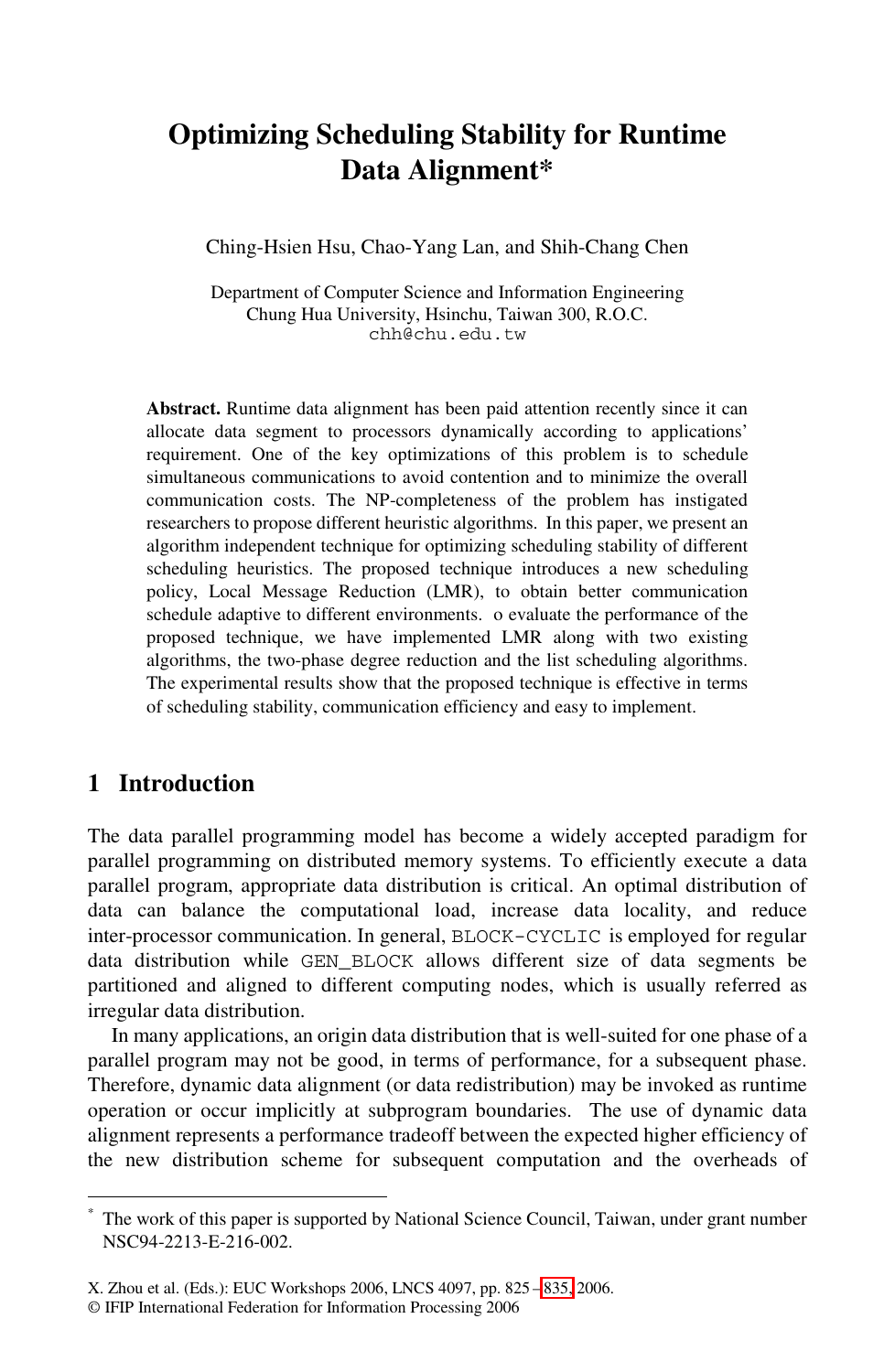# Optimizing Scheduling Stability for Runtime Data Alignment*

Ching-Hsien Hsu, Chao-Yang Lan, and Shih-Chang Chen

Department of Computer Science and Information Engineering
Chung Hua University, Hsinchu, Taiwan 300, R.O.C.
chh@chu.edu.tw

**Abstract.** Runtime data alignment has been paid attention recently since it can allocate data segment to processors dynamically according to applications' requirement. One of the key optimizations of this problem is to schedule simultaneous communications to avoid contention and to minimize the overall communication costs. The NP-completeness of the problem has instigated researchers to propose different heuristic algorithms. In this paper, we present an algorithm independent technique for optimizing scheduling stability of different scheduling heuristics. The proposed technique introduces a new scheduling policy, Local Message Reduction (LMR), to obtain better communication schedule adaptive to different environments. o evaluate the performance of the proposed technique, we have implemented LMR along with two existing algorithms, the two-phase degree reduction and the list scheduling algorithms. The experimental results show that the proposed technique is effective in terms of scheduling stability, communication efficiency and easy to implement.

## 1 Introduction

The data parallel programming model has become a widely accepted paradigm for parallel programming on distributed memory systems. To efficiently execute a data parallel program, appropriate data distribution is critical. An optimal distribution of data can balance the computational load, increase data locality, and reduce inter-processor communication. In general, BLOCK-CYCLIC is employed for regular data distribution while GEN_BLOCK allows different size of data segments be partitioned and aligned to different computing nodes, which is usually referred as irregular data distribution.

In many applications, an origin data distribution that is well-suited for one phase of a parallel program may not be good, in terms of performance, for a subsequent phase. Therefore, dynamic data alignment (or data redistribution) may be invoked as runtime operation or occur implicitly at subprogram boundaries. The use of dynamic data alignment represents a performance tradeoff between the expected higher efficiency of the new distribution scheme for subsequent computation and the overheads of

---

* The work of this paper is supported by National Science Council, Taiwan, under grant number NSC94-2213-E-216-002.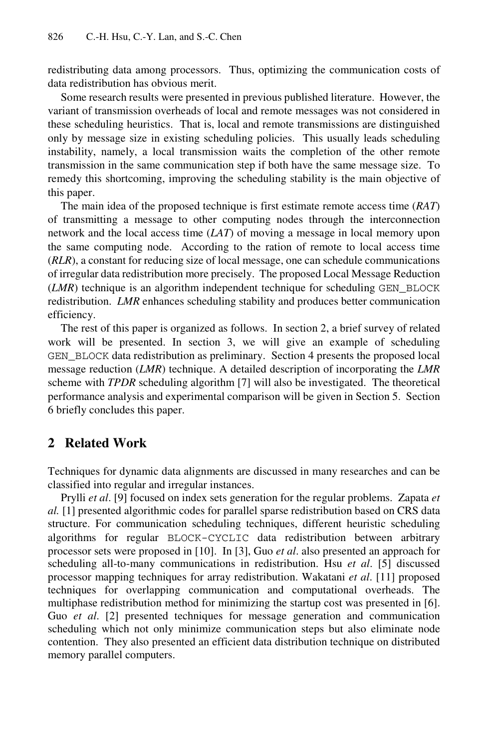redistributing data among processors. Thus, optimizing the communication costs of data redistribution has obvious merit.

Some research results were presented in previous published literature. However, the variant of transmission overheads of local and remote messages was not considered in these scheduling heuristics. That is, local and remote transmissions are distinguished only by message size in existing scheduling policies. This usually leads scheduling instability, namely, a local transmission waits the completion of the other remote transmission in the same communication step if both have the same message size. To remedy this shortcoming, improving the scheduling stability is the main objective of this paper.

The main idea of the proposed technique is first estimate remote access time (*RAT*) of transmitting a message to other computing nodes through the interconnection network and the local access time (*LAT*) of moving a message in local memory upon the same computing node. According to the ration of remote to local access time (*RLR*), a constant for reducing size of local message, one can schedule communications of irregular data redistribution more precisely. The proposed Local Message Reduction (*LMR*) technique is an algorithm independent technique for scheduling GEN_BLOCK redistribution. *LMR* enhances scheduling stability and produces better communication efficiency.

The rest of this paper is organized as follows. In section 2, a brief survey of related work will be presented. In section 3, we will give an example of scheduling GEN_BLOCK data redistribution as preliminary. Section 4 presents the proposed local message reduction (*LMR*) technique. A detailed description of incorporating the *LMR* scheme with *TPDR* scheduling algorithm [7] will also be investigated. The theoretical performance analysis and experimental comparison will be given in Section 5. Section 6 briefly concludes this paper.

## 2 Related Work

Techniques for dynamic data alignments are discussed in many researches and can be classified into regular and irregular instances.

Prylli *et al*. [9] focused on index sets generation for the regular problems. Zapata *et al.* [1] presented algorithmic codes for parallel sparse redistribution based on CRS data structure. For communication scheduling techniques, different heuristic scheduling algorithms for regular BLOCK-CYCLIC data redistribution between arbitrary processor sets were proposed in [10]. In [3], Guo *et al*. also presented an approach for scheduling all-to-many communications in redistribution. Hsu *et al*. [5] discussed processor mapping techniques for array redistribution. Wakatani *et al*. [11] proposed techniques for overlapping communication and computational overheads. The multiphase redistribution method for minimizing the startup cost was presented in [6]. Guo *et al*. [2] presented techniques for message generation and communication scheduling which not only minimize communication steps but also eliminate node contention. They also presented an efficient data distribution technique on distributed memory parallel computers.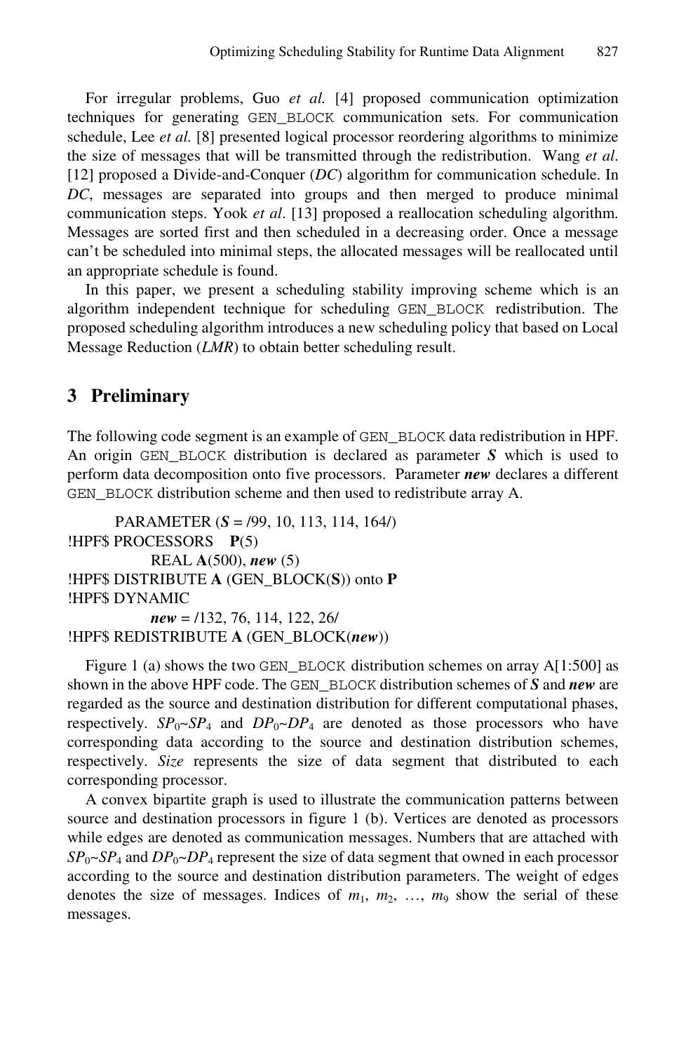For irregular problems, Guo *et al.* [4] proposed communication optimization techniques for generating GEN_BLOCK communication sets. For communication schedule, Lee *et al.* [8] presented logical processor reordering algorithms to minimize the size of messages that will be transmitted through the redistribution. Wang *et al*. [12] proposed a Divide-and-Conquer (*DC*) algorithm for communication schedule. In *DC*, messages are separated into groups and then merged to produce minimal communication steps. Yook *et al*. [13] proposed a reallocation scheduling algorithm. Messages are sorted first and then scheduled in a decreasing order. Once a message can't be scheduled into minimal steps, the allocated messages will be reallocated until an appropriate schedule is found.

In this paper, we present a scheduling stability improving scheme which is an algorithm independent technique for scheduling GEN_BLOCK redistribution. The proposed scheduling algorithm introduces a new scheduling policy that based on Local Message Reduction (*LMR*) to obtain better scheduling result.

## 3 Preliminary

The following code segment is an example of GEN_BLOCK data redistribution in HPF. An origin GEN_BLOCK distribution is declared as parameter ***S*** which is used to perform data decomposition onto five processors. Parameter ***new*** declares a different GEN_BLOCK distribution scheme and then used to redistribute array A.

```
        PARAMETER (S = /99, 10, 113, 114, 164/)
!HPF$ PROCESSORS    P(5)
              REAL A(500), new (5)
!HPF$ DISTRIBUTE A (GEN_BLOCK(S)) onto P
!HPF$ DYNAMIC
              new = /132, 76, 114, 122, 26/
!HPF$ REDISTRIBUTE A (GEN_BLOCK(new))
```

Figure 1 (a) shows the two GEN_BLOCK distribution schemes on array A[1:500] as shown in the above HPF code. The GEN_BLOCK distribution schemes of ***S*** and ***new*** are regarded as the source and destination distribution for different computational phases, respectively. $SP_0$~$SP_4$ and $DP_0$~$DP_4$ are denoted as those processors who have corresponding data according to the source and destination distribution schemes, respectively. *Size* represents the size of data segment that distributed to each corresponding processor.

A convex bipartite graph is used to illustrate the communication patterns between source and destination processors in figure 1 (b). Vertices are denoted as processors while edges are denoted as communication messages. Numbers that are attached with $SP_0$~$SP_4$ and $DP_0$~$DP_4$ represent the size of data segment that owned in each processor according to the source and destination distribution parameters. The weight of edges denotes the size of messages. Indices of $m_1$, $m_2$, …, $m_9$ show the serial of these messages.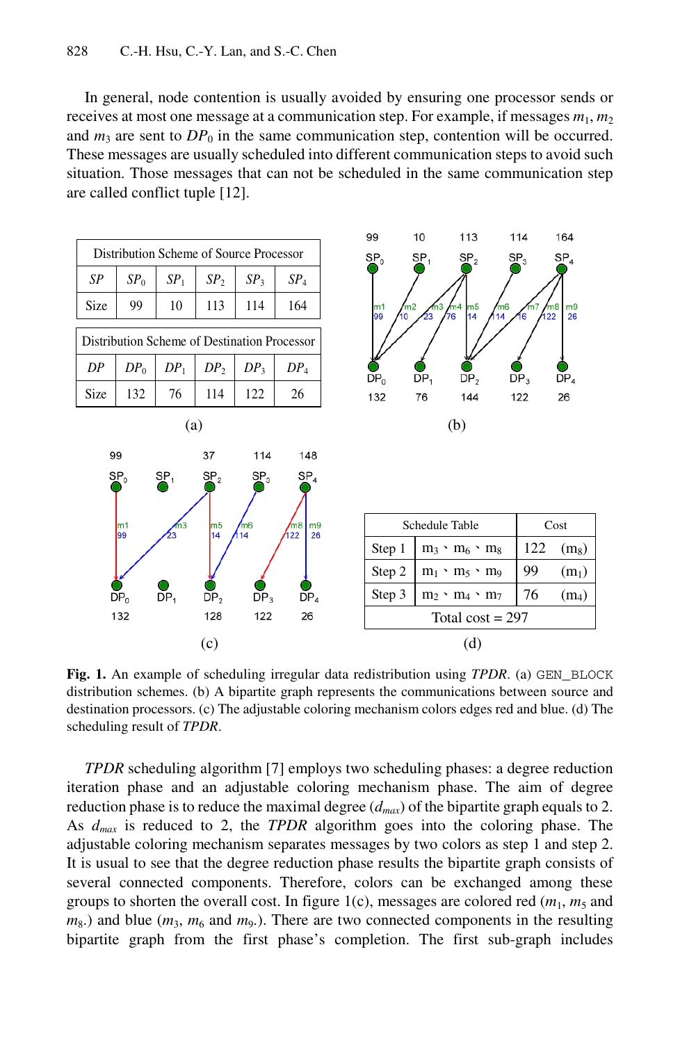In general, node contention is usually avoided by ensuring one processor sends or receives at most one message at a communication step. For example, if messages $m_1$, $m_2$ and $m_3$ are sent to $DP_0$ in the same communication step, contention will be occurred. These messages are usually scheduled into different communication steps to avoid such situation. Those messages that can not be scheduled in the same communication step are called conflict tuple [12].

| Distribution Scheme of Source Processor | | | | | |
|---|---|---|---|---|---|
| $SP$ | $SP_0$ | $SP_1$ | $SP_2$ | $SP_3$ | $SP_4$ |
| Size | 99 | 10 | 113 | 114 | 164 |

| Distribution Scheme of Destination Processor | | | | | |
|---|---|---|---|---|---|
| $DP$ | $DP_0$ | $DP_1$ | $DP_2$ | $DP_3$ | $DP_4$ |
| Size | 132 | 76 | 114 | 122 | 26 |

(a)

(b)

(c)

| Schedule Table | | Cost |
|---|---|---|
| Step 1 | $m_3$、$m_6$、$m_8$ | 122 ($m_8$) |
| Step 2 | $m_1$、$m_5$、$m_9$ | 99 ($m_1$) |
| Step 3 | $m_2$、$m_4$、$m_7$ | 76 ($m_4$) |
| Total cost = 297 | | |

(d)

**Fig. 1.** An example of scheduling irregular data redistribution using *TPDR*. (a) GEN_BLOCK distribution schemes. (b) A bipartite graph represents the communications between source and destination processors. (c) The adjustable coloring mechanism colors edges red and blue. (d) The scheduling result of *TPDR*.

*TPDR* scheduling algorithm [7] employs two scheduling phases: a degree reduction iteration phase and an adjustable coloring mechanism phase. The aim of degree reduction phase is to reduce the maximal degree ($d_{max}$) of the bipartite graph equals to 2. As $d_{max}$ is reduced to 2, the *TPDR* algorithm goes into the coloring phase. The adjustable coloring mechanism separates messages by two colors as step 1 and step 2. It is usual to see that the degree reduction phase results the bipartite graph consists of several connected components. Therefore, colors can be exchanged among these groups to shorten the overall cost. In figure 1(c), messages are colored red ($m_1$, $m_5$ and $m_8$.) and blue ($m_3$, $m_6$ and $m_9$.). There are two connected components in the resulting bipartite graph from the first phase's completion. The first sub-graph includes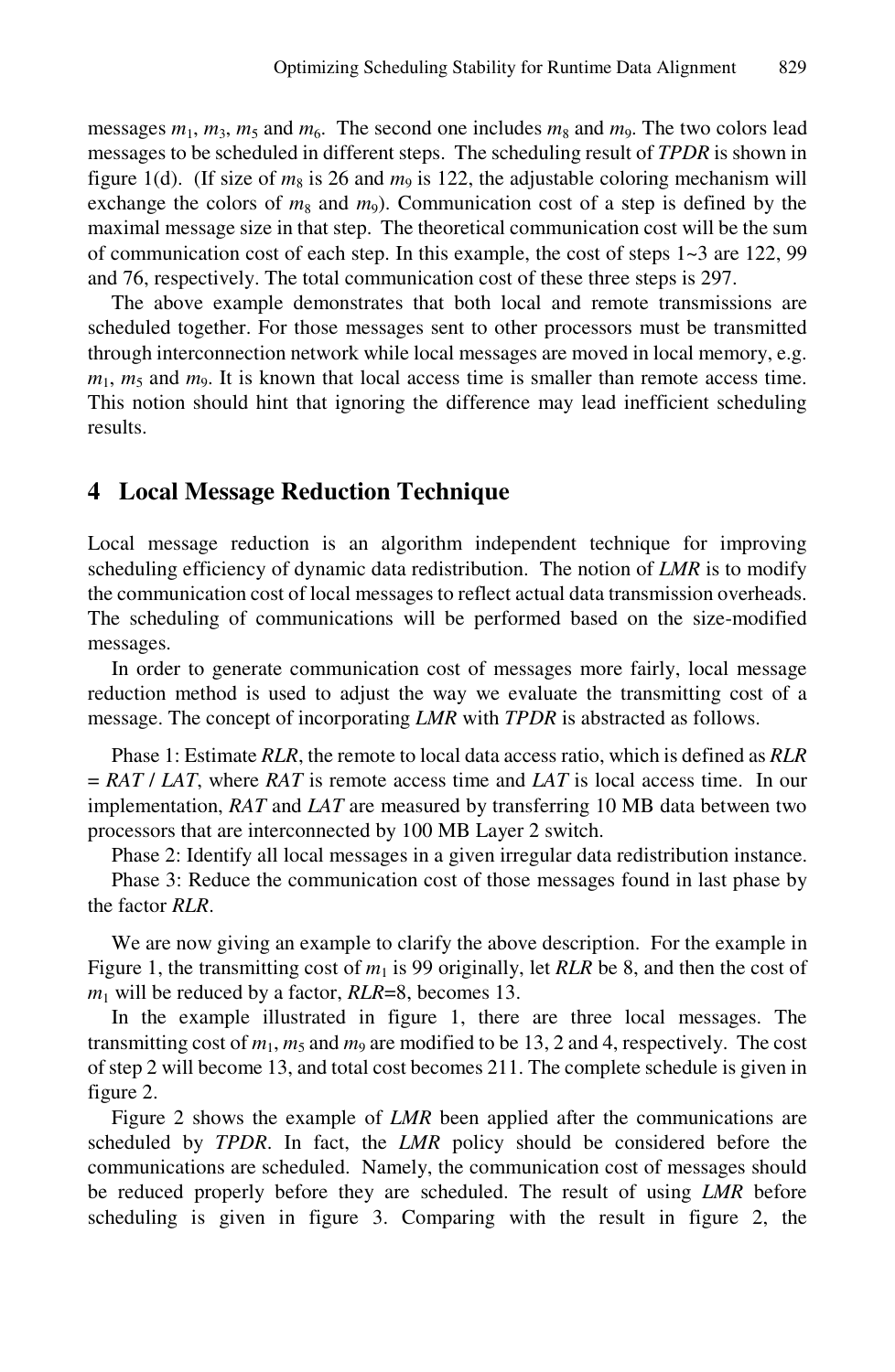messages $m_1$, $m_3$, $m_5$ and $m_6$. The second one includes $m_8$ and $m_9$. The two colors lead messages to be scheduled in different steps. The scheduling result of *TPDR* is shown in figure 1(d). (If size of $m_8$ is 26 and $m_9$ is 122, the adjustable coloring mechanism will exchange the colors of $m_8$ and $m_9$). Communication cost of a step is defined by the maximal message size in that step. The theoretical communication cost will be the sum of communication cost of each step. In this example, the cost of steps 1~3 are 122, 99 and 76, respectively. The total communication cost of these three steps is 297.

The above example demonstrates that both local and remote transmissions are scheduled together. For those messages sent to other processors must be transmitted through interconnection network while local messages are moved in local memory, e.g. $m_1$, $m_5$ and $m_9$. It is known that local access time is smaller than remote access time. This notion should hint that ignoring the difference may lead inefficient scheduling results.

## 4 Local Message Reduction Technique

Local message reduction is an algorithm independent technique for improving scheduling efficiency of dynamic data redistribution. The notion of *LMR* is to modify the communication cost of local messages to reflect actual data transmission overheads. The scheduling of communications will be performed based on the size-modified messages.

In order to generate communication cost of messages more fairly, local message reduction method is used to adjust the way we evaluate the transmitting cost of a message. The concept of incorporating *LMR* with *TPDR* is abstracted as follows.

Phase 1: Estimate *RLR*, the remote to local data access ratio, which is defined as *RLR* = *RAT* / *LAT*, where *RAT* is remote access time and *LAT* is local access time. In our implementation, *RAT* and *LAT* are measured by transferring 10 MB data between two processors that are interconnected by 100 MB Layer 2 switch.

Phase 2: Identify all local messages in a given irregular data redistribution instance.

Phase 3: Reduce the communication cost of those messages found in last phase by the factor *RLR*.

We are now giving an example to clarify the above description. For the example in Figure 1, the transmitting cost of $m_1$ is 99 originally, let *RLR* be 8, and then the cost of $m_1$ will be reduced by a factor, *RLR*=8, becomes 13.

In the example illustrated in figure 1, there are three local messages. The transmitting cost of $m_1$, $m_5$ and $m_9$ are modified to be 13, 2 and 4, respectively. The cost of step 2 will become 13, and total cost becomes 211. The complete schedule is given in figure 2.

Figure 2 shows the example of *LMR* been applied after the communications are scheduled by *TPDR*. In fact, the *LMR* policy should be considered before the communications are scheduled. Namely, the communication cost of messages should be reduced properly before they are scheduled. The result of using *LMR* before scheduling is given in figure 3. Comparing with the result in figure 2, the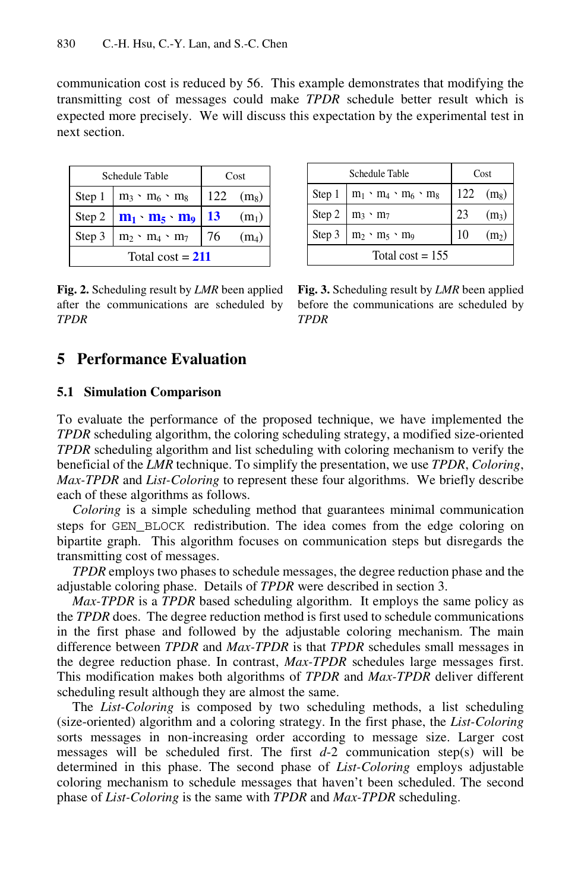communication cost is reduced by 56. This example demonstrates that modifying the transmitting cost of messages could make *TPDR* schedule better result which is expected more precisely. We will discuss this expectation by the experimental test in next section.

| Schedule Table | | Cost | |
|---|---|---|---|
| Step 1 | $m_3$、$m_6$、$m_8$ | 122 | ($m_8$) |
| Step 2 | **$m_1$、$m_5$、$m_9$** | **13** | ($m_1$) |
| Step 3 | $m_2$、$m_4$、$m_7$ | 76 | ($m_4$) |
| Total cost = **211** | | | |

**Fig. 2.** Scheduling result by *LMR* been applied after the communications are scheduled by *TPDR*

| Schedule Table | | Cost | |
|---|---|---|---|
| Step 1 | $m_1$、$m_4$、$m_6$、$m_8$ | 122 | ($m_8$) |
| Step 2 | $m_3$、$m_7$ | 23 | ($m_3$) |
| Step 3 | $m_2$、$m_5$、$m_9$ | 10 | ($m_2$) |
| Total cost = 155 | | | |

**Fig. 3.** Scheduling result by *LMR* been applied before the communications are scheduled by *TPDR*

## 5 Performance Evaluation

### 5.1 Simulation Comparison

To evaluate the performance of the proposed technique, we have implemented the *TPDR* scheduling algorithm, the coloring scheduling strategy, a modified size-oriented *TPDR* scheduling algorithm and list scheduling with coloring mechanism to verify the beneficial of the *LMR* technique. To simplify the presentation, we use *TPDR*, *Coloring*, *Max-TPDR* and *List-Coloring* to represent these four algorithms. We briefly describe each of these algorithms as follows.

*Coloring* is a simple scheduling method that guarantees minimal communication steps for GEN_BLOCK redistribution. The idea comes from the edge coloring on bipartite graph. This algorithm focuses on communication steps but disregards the transmitting cost of messages.

*TPDR* employs two phases to schedule messages, the degree reduction phase and the adjustable coloring phase. Details of *TPDR* were described in section 3.

*Max-TPDR* is a *TPDR* based scheduling algorithm. It employs the same policy as the *TPDR* does. The degree reduction method is first used to schedule communications in the first phase and followed by the adjustable coloring mechanism. The main difference between *TPDR* and *Max-TPDR* is that *TPDR* schedules small messages in the degree reduction phase. In contrast, *Max-TPDR* schedules large messages first. This modification makes both algorithms of *TPDR* and *Max-TPDR* deliver different scheduling result although they are almost the same.

The *List-Coloring* is composed by two scheduling methods, a list scheduling (size-oriented) algorithm and a coloring strategy. In the first phase, the *List-Coloring* sorts messages in non-increasing order according to message size. Larger cost messages will be scheduled first. The first *d*-2 communication step(s) will be determined in this phase. The second phase of *List-Coloring* employs adjustable coloring mechanism to schedule messages that haven't been scheduled. The second phase of *List-Coloring* is the same with *TPDR* and *Max-TPDR* scheduling.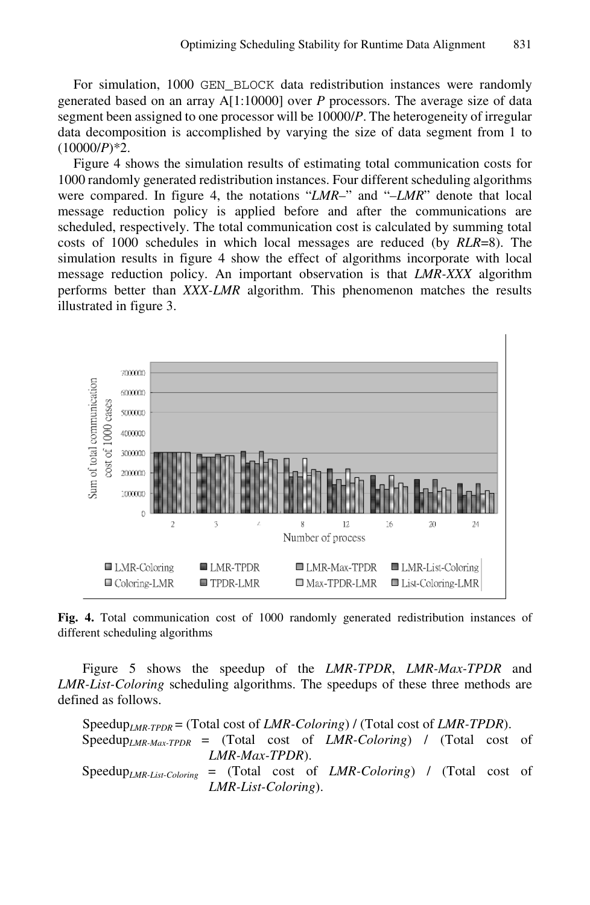For simulation, 1000 GEN_BLOCK data redistribution instances were randomly generated based on an array A[1:10000] over *P* processors. The average size of data segment been assigned to one processor will be 10000/*P*. The heterogeneity of irregular data decomposition is accomplished by varying the size of data segment from 1 to (10000/*P*)*2.

Figure 4 shows the simulation results of estimating total communication costs for 1000 randomly generated redistribution instances. Four different scheduling algorithms were compared. In figure 4, the notations "*LMR*–" and "–*LMR*" denote that local message reduction policy is applied before and after the communications are scheduled, respectively. The total communication cost is calculated by summing total costs of 1000 schedules in which local messages are reduced (by *RLR*=8). The simulation results in figure 4 show the effect of algorithms incorporate with local message reduction policy. An important observation is that *LMR-XXX* algorithm performs better than *XXX-LMR* algorithm. This phenomenon matches the results illustrated in figure 3.

**Fig. 4.** Total communication cost of 1000 randomly generated redistribution instances of different scheduling algorithms

Figure 5 shows the speedup of the *LMR-TPDR*, *LMR-Max-TPDR* and *LMR-List-Coloring* scheduling algorithms. The speedups of these three methods are defined as follows.

$\text{Speedup}_{LMR\text{-}TPDR}$ = (Total cost of *LMR-Coloring*) / (Total cost of *LMR-TPDR*).

$\text{Speedup}_{LMR\text{-}Max\text{-}TPDR}$ = (Total cost of *LMR-Coloring*) / (Total cost of *LMR-Max-TPDR*).

$\text{Speedup}_{LMR\text{-}List\text{-}Coloring}$ = (Total cost of *LMR-Coloring*) / (Total cost of *LMR-List-Coloring*).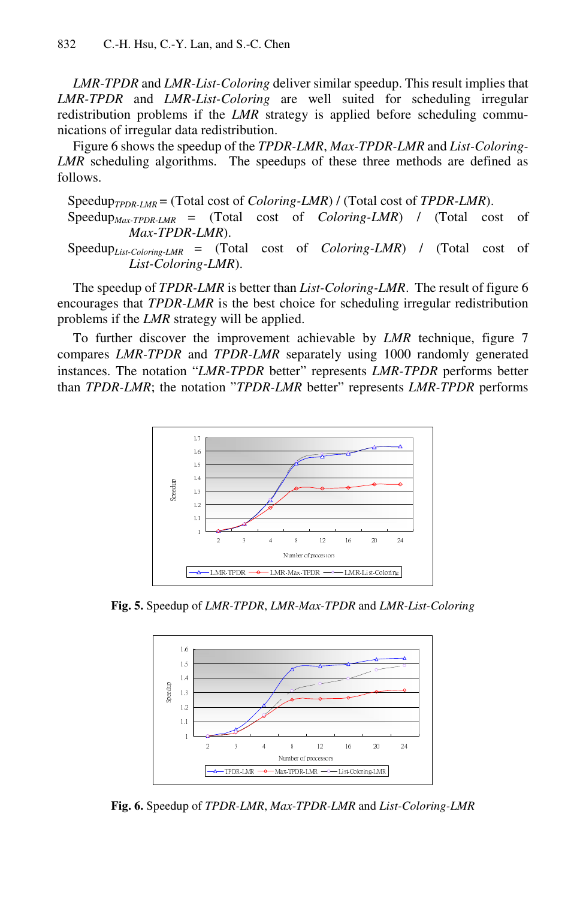*LMR-TPDR* and *LMR-List-Coloring* deliver similar speedup. This result implies that *LMR-TPDR* and *LMR-List-Coloring* are well suited for scheduling irregular redistribution problems if the *LMR* strategy is applied before scheduling communications of irregular data redistribution.

Figure 6 shows the speedup of the *TPDR-LMR*, *Max-TPDR-LMR* and *List-Coloring-LMR* scheduling algorithms. The speedups of these three methods are defined as follows.

$\text{Speedup}_{TPDR\text{-}LMR}$ = (Total cost of *Coloring-LMR*) / (Total cost of *TPDR-LMR*).
$\text{Speedup}_{Max\text{-}TPDR\text{-}LMR}$ = (Total cost of *Coloring-LMR*) / (Total cost of *Max-TPDR-LMR*).
$\text{Speedup}_{List\text{-}Coloring\text{-}LMR}$ = (Total cost of *Coloring-LMR*) / (Total cost of *List-Coloring-LMR*).

The speedup of *TPDR-LMR* is better than *List-Coloring-LMR*. The result of figure 6 encourages that *TPDR-LMR* is the best choice for scheduling irregular redistribution problems if the *LMR* strategy will be applied.

To further discover the improvement achievable by *LMR* technique, figure 7 compares *LMR-TPDR* and *TPDR-LMR* separately using 1000 randomly generated instances. The notation "*LMR-TPDR* better" represents *LMR-TPDR* performs better than *TPDR-LMR*; the notation "*TPDR-LMR* better" represents *LMR-TPDR* performs

**Fig. 5.** Speedup of *LMR-TPDR*, *LMR-Max-TPDR* and *LMR-List-Coloring*

**Fig. 6.** Speedup of *TPDR-LMR*, *Max-TPDR-LMR* and *List-Coloring-LMR*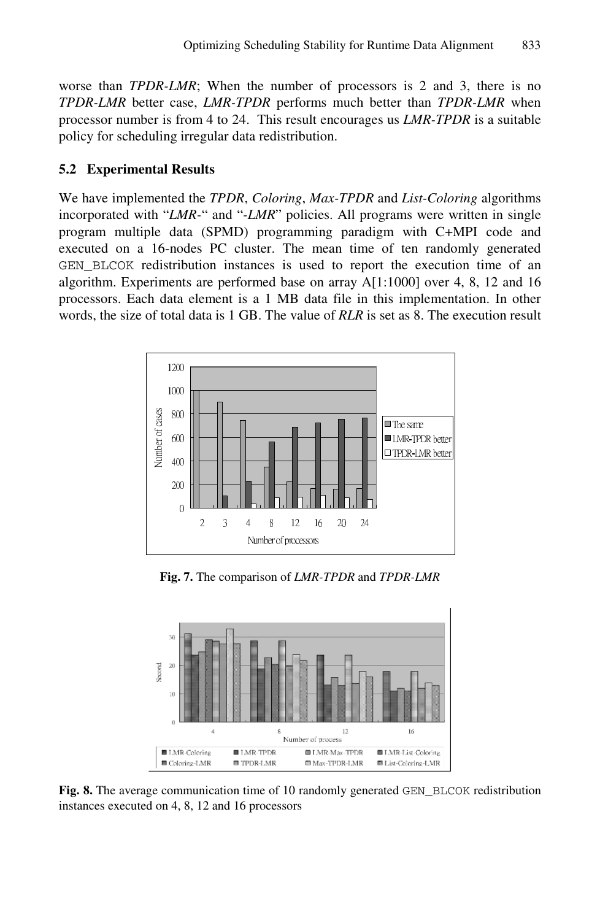worse than *TPDR-LMR*; When the number of processors is 2 and 3, there is no *TPDR-LMR* better case, *LMR-TPDR* performs much better than *TPDR-LMR* when processor number is from 4 to 24. This result encourages us *LMR-TPDR* is a suitable policy for scheduling irregular data redistribution.

### 5.2 Experimental Results

We have implemented the *TPDR*, *Coloring*, *Max-TPDR* and *List-Coloring* algorithms incorporated with "*LMR-*" and "*-LMR*" policies. All programs were written in single program multiple data (SPMD) programming paradigm with C+MPI code and executed on a 16-nodes PC cluster. The mean time of ten randomly generated GEN_BLCOK redistribution instances is used to report the execution time of an algorithm. Experiments are performed base on array A[1:1000] over 4, 8, 12 and 16 processors. Each data element is a 1 MB data file in this implementation. In other words, the size of total data is 1 GB. The value of *RLR* is set as 8. The execution result

**Fig. 7.** The comparison of *LMR-TPDR* and *TPDR-LMR*

**Fig. 8.** The average communication time of 10 randomly generated GEN_BLCOK redistribution instances executed on 4, 8, 12 and 16 processors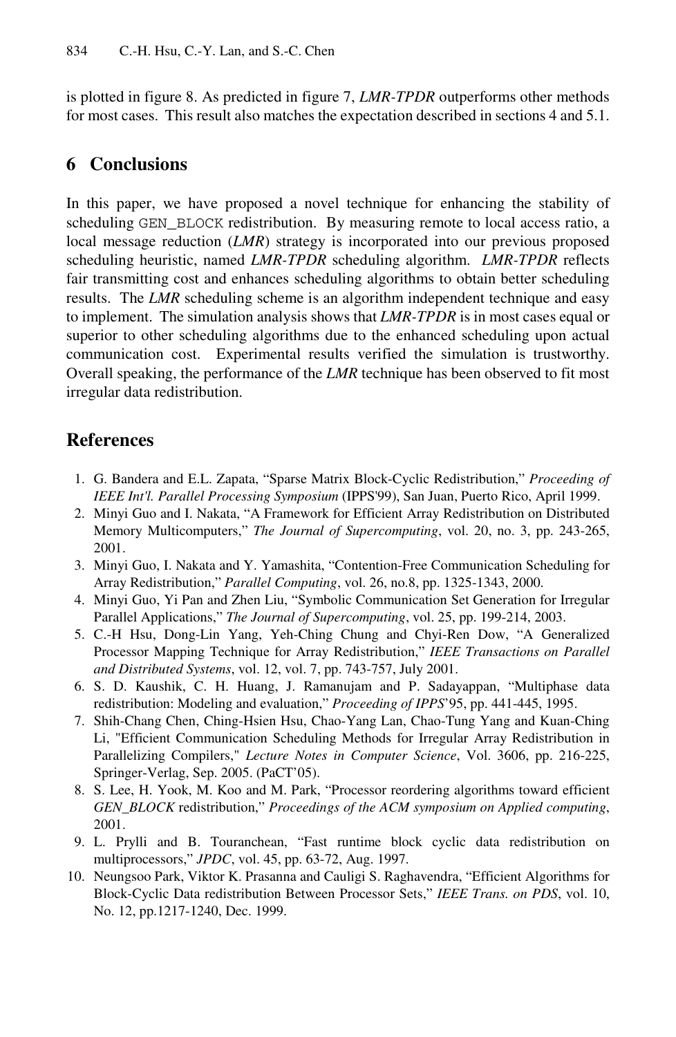is plotted in figure 8. As predicted in figure 7, *LMR-TPDR* outperforms other methods for most cases. This result also matches the expectation described in sections 4 and 5.1.

## 6 Conclusions

In this paper, we have proposed a novel technique for enhancing the stability of scheduling `GEN_BLOCK` redistribution. By measuring remote to local access ratio, a local message reduction (***LMR***) strategy is incorporated into our previous proposed scheduling heuristic, named ***LMR-TPDR*** scheduling algorithm. ***LMR-TPDR*** reflects fair transmitting cost and enhances scheduling algorithms to obtain better scheduling results. The ***LMR*** scheduling scheme is an algorithm independent technique and easy to implement. The simulation analysis shows that ***LMR-TPDR*** is in most cases equal or superior to other scheduling algorithms due to the enhanced scheduling upon actual communication cost. Experimental results verified the simulation is trustworthy. Overall speaking, the performance of the ***LMR*** technique has been observed to fit most irregular data redistribution.

## References

1. G. Bandera and E.L. Zapata, "Sparse Matrix Block-Cyclic Redistribution," *Proceeding of IEEE Int'l. Parallel Processing Symposium* (IPPS'99), San Juan, Puerto Rico, April 1999.
2. Minyi Guo and I. Nakata, "A Framework for Efficient Array Redistribution on Distributed Memory Multicomputers," *The Journal of Supercomputing*, vol. 20, no. 3, pp. 243-265, 2001.
3. Minyi Guo, I. Nakata and Y. Yamashita, "Contention-Free Communication Scheduling for Array Redistribution," *Parallel Computing*, vol. 26, no.8, pp. 1325-1343, 2000.
4. Minyi Guo, Yi Pan and Zhen Liu, "Symbolic Communication Set Generation for Irregular Parallel Applications," *The Journal of Supercomputing*, vol. 25, pp. 199-214, 2003.
5. C.-H Hsu, Dong-Lin Yang, Yeh-Ching Chung and Chyi-Ren Dow, "A Generalized Processor Mapping Technique for Array Redistribution," *IEEE Transactions on Parallel and Distributed Systems*, vol. 12, vol. 7, pp. 743-757, July 2001.
6. S. D. Kaushik, C. H. Huang, J. Ramanujam and P. Sadayappan, "Multiphase data redistribution: Modeling and evaluation," *Proceeding of IPPS*'95, pp. 441-445, 1995.
7. Shih-Chang Chen, Ching-Hsien Hsu, Chao-Yang Lan, Chao-Tung Yang and Kuan-Ching Li, "Efficient Communication Scheduling Methods for Irregular Array Redistribution in Parallelizing Compilers," *Lecture Notes in Computer Science*, Vol. 3606, pp. 216-225, Springer-Verlag, Sep. 2005. (PaCT'05).
8. S. Lee, H. Yook, M. Koo and M. Park, "Processor reordering algorithms toward efficient *GEN_BLOCK* redistribution," *Proceedings of the ACM symposium on Applied computing*, 2001.
9. L. Prylli and B. Touranchean, "Fast runtime block cyclic data redistribution on multiprocessors," *JPDC*, vol. 45, pp. 63-72, Aug. 1997.
10. Neungsoo Park, Viktor K. Prasanna and Cauligi S. Raghavendra, "Efficient Algorithms for Block-Cyclic Data redistribution Between Processor Sets," *IEEE Trans. on PDS*, vol. 10, No. 12, pp.1217-1240, Dec. 1999.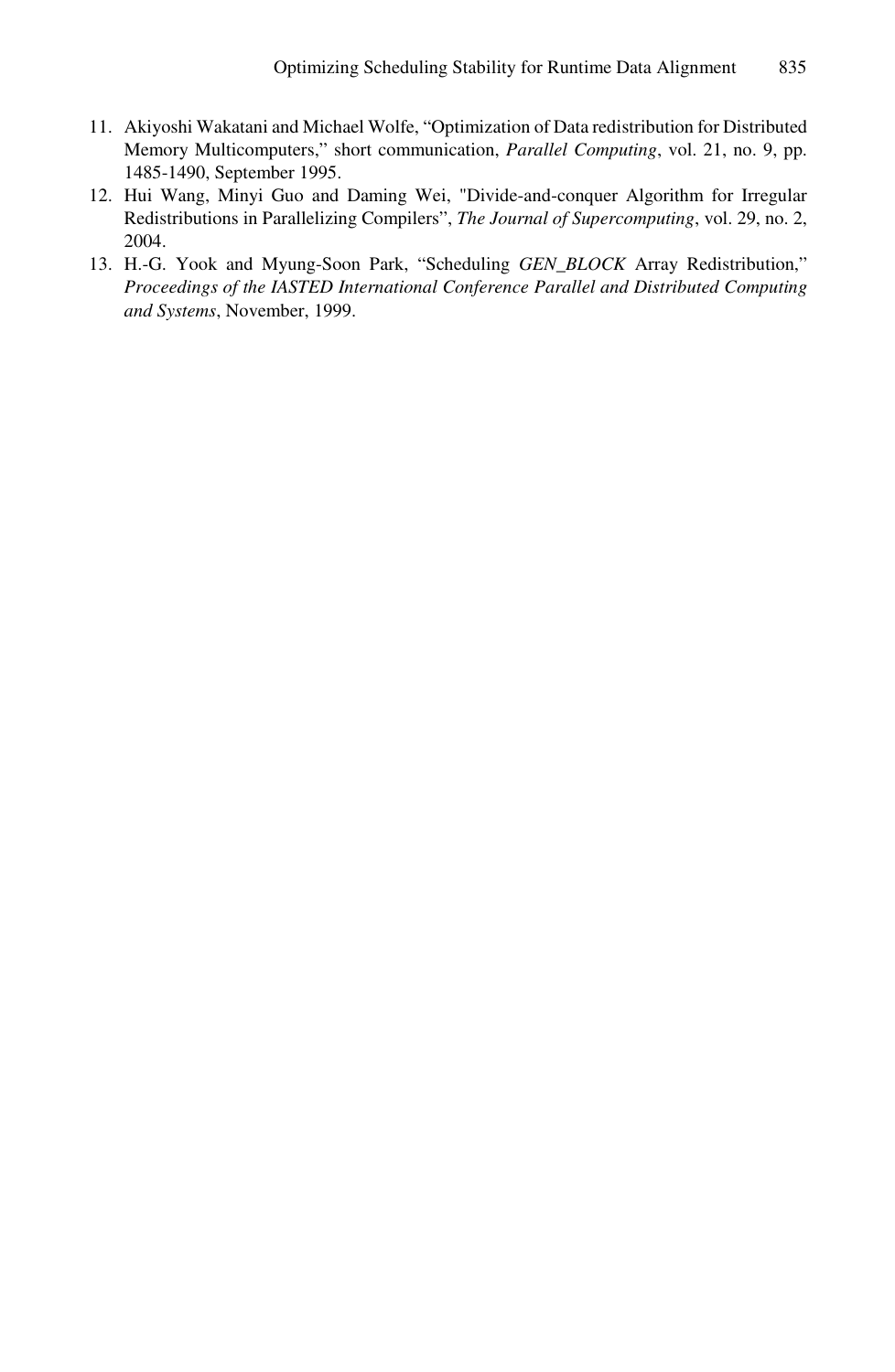11. Akiyoshi Wakatani and Michael Wolfe, “Optimization of Data redistribution for Distributed Memory Multicomputers,” short communication, *Parallel Computing*, vol. 21, no. 9, pp. 1485-1490, September 1995.
12. Hui Wang, Minyi Guo and Daming Wei, "Divide-and-conquer Algorithm for Irregular Redistributions in Parallelizing Compilers”, *The Journal of Supercomputing*, vol. 29, no. 2, 2004.
13. H.-G. Yook and Myung-Soon Park, “Scheduling *GEN_BLOCK* Array Redistribution,” *Proceedings of the IASTED International Conference Parallel and Distributed Computing and Systems*, November, 1999.